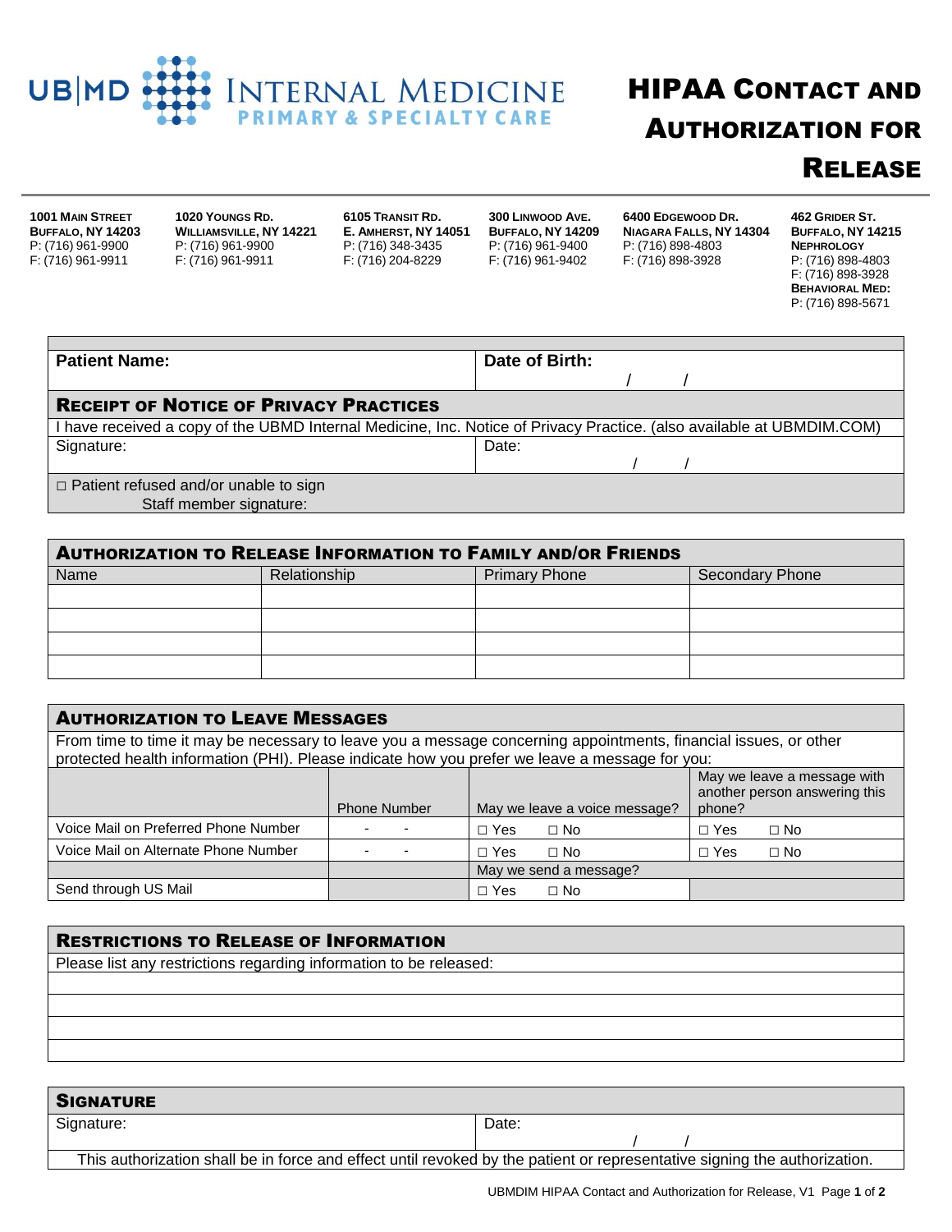# UB|MD Internal Medicine — Primary & Specialty Care

# HIPAA Contact and Authorization for Release

**1001 Main Street**
**Buffalo, NY 14203**
P: (716) 961-9900
F: (716) 961-9911

**1020 Youngs Rd.**
**Williamsville, NY 14221**
P: (716) 961-9900
F: (716) 961-9911

**6105 Transit Rd.**
**E. Amherst, NY 14051**
P: (716) 348-3435
F: (716) 204-8229

**300 Linwood Ave.**
**Buffalo, NY 14209**
P: (716) 961-9400
F: (716) 961-9402

**6400 Edgewood Dr.**
**Niagara Falls, NY 14304**
P: (716) 898-4803
F: (716) 898-3928

**462 Grider St.**
**Buffalo, NY 14215**
**Nephrology**
P: (716) 898-4803
F: (716) 898-3928
**Behavioral Med:**
P: (716) 898-5671

| **Patient Name:** | **Date of Birth:** / / |
|---|---|

## Receipt of Notice of Privacy Practices

I have received a copy of the UBMD Internal Medicine, Inc. Notice of Privacy Practice. (also available at UBMDIM.COM)

| Signature: | Date: / / |
|---|---|

□ Patient refused and/or unable to sign
Staff member signature:

## Authorization to Release Information to Family and/or Friends

| Name | Relationship | Primary Phone | Secondary Phone |
|---|---|---|---|
| | | | |
| | | | |
| | | | |
| | | | |

## Authorization to Leave Messages

From time to time it may be necessary to leave you a message concerning appointments, financial issues, or other protected health information (PHI). Please indicate how you prefer we leave a message for you:

| | Phone Number | May we leave a voice message? | May we leave a message with another person answering this phone? |
|---|---|---|---|
| Voice Mail on Preferred Phone Number | - - | □ Yes □ No | □ Yes □ No |
| Voice Mail on Alternate Phone Number | - - | □ Yes □ No | □ Yes □ No |
| | | May we send a message? | |
| Send through US Mail | | □ Yes □ No | |

## Restrictions to Release of Information

Please list any restrictions regarding information to be released:

## Signature

| Signature: | Date: / / |
|---|---|

This authorization shall be in force and effect until revoked by the patient or representative signing the authorization.

UBMDIM HIPAA Contact and Authorization for Release, V1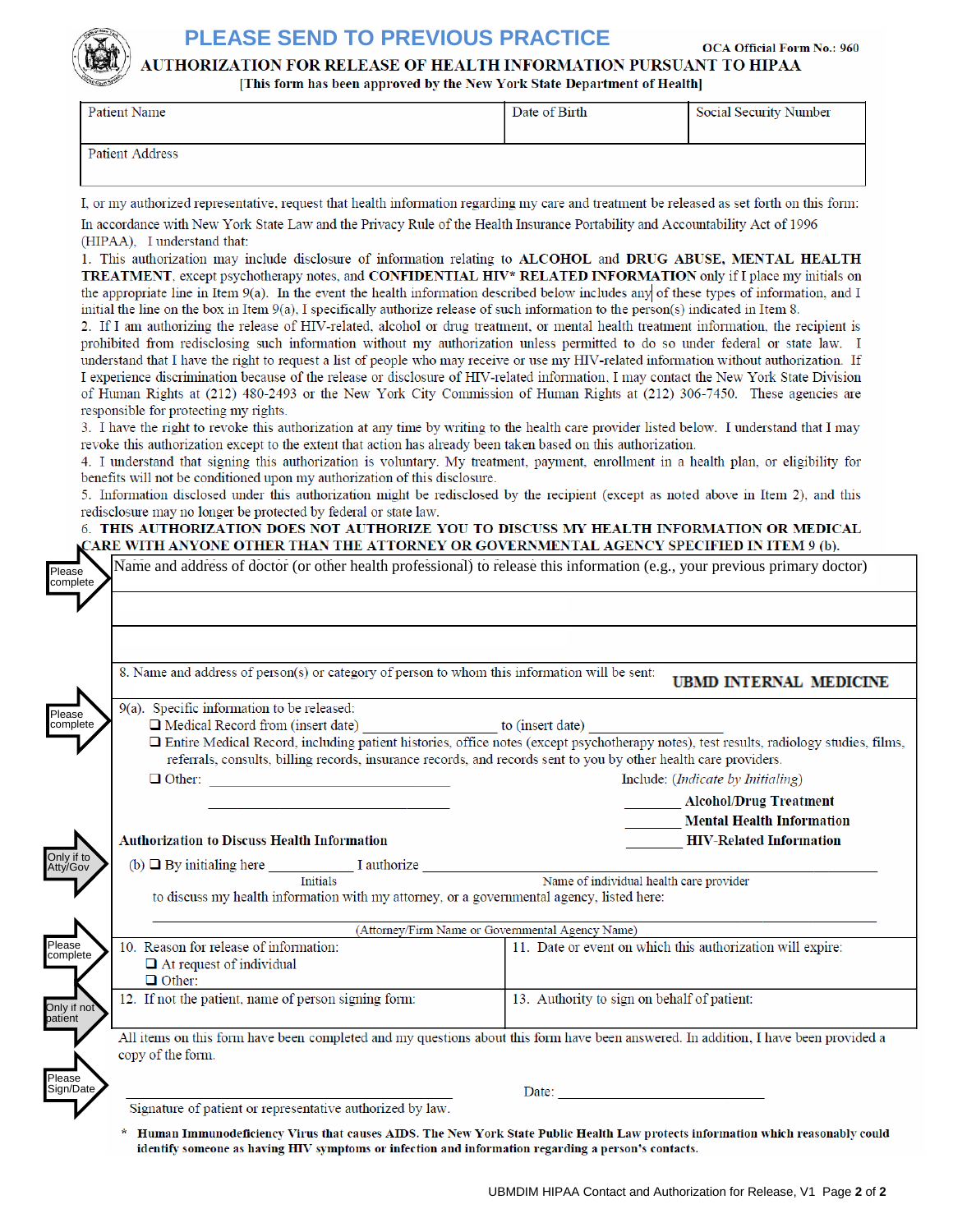# PLEASE SEND TO PREVIOUS PRACTICE

OCA Official Form No.: 960

## AUTHORIZATION FOR RELEASE OF HEALTH INFORMATION PURSUANT TO HIPAA

[This form has been approved by the New York State Department of Health]

| Patient Name | Date of Birth | Social Security Number |
|---|---|---|
| Patient Address | | |

I, or my authorized representative, request that health information regarding my care and treatment be released as set forth on this form:

In accordance with New York State Law and the Privacy Rule of the Health Insurance Portability and Accountability Act of 1996 (HIPAA), I understand that:

1. This authorization may include disclosure of information relating to **ALCOHOL** and **DRUG ABUSE, MENTAL HEALTH TREATMENT**, except psychotherapy notes, and **CONFIDENTIAL HIV* RELATED INFORMATION** only if I place my initials on the appropriate line in Item 9(a). In the event the health information described below includes any of these types of information, and I initial the line on the box in Item 9(a), I specifically authorize release of such information to the person(s) indicated in Item 8.
2. If I am authorizing the release of HIV-related, alcohol or drug treatment, or mental health treatment information, the recipient is prohibited from redisclosing such information without my authorization unless permitted to do so under federal or state law. I understand that I have the right to request a list of people who may receive or use my HIV-related information without authorization. If I experience discrimination because of the release or disclosure of HIV-related information, I may contact the New York State Division of Human Rights at (212) 480-2493 or the New York City Commission of Human Rights at (212) 306-7450. These agencies are responsible for protecting my rights.
3. I have the right to revoke this authorization at any time by writing to the health care provider listed below. I understand that I may revoke this authorization except to the extent that action has already been taken based on this authorization.
4. I understand that signing this authorization is voluntary. My treatment, payment, enrollment in a health plan, or eligibility for benefits will not be conditioned upon my authorization of this disclosure.
5. Information disclosed under this authorization might be redisclosed by the recipient (except as noted above in Item 2), and this redisclosure may no longer be protected by federal or state law.
6. **THIS AUTHORIZATION DOES NOT AUTHORIZE YOU TO DISCUSS MY HEALTH INFORMATION OR MEDICAL CARE WITH ANYONE OTHER THAN THE ATTORNEY OR GOVERNMENTAL AGENCY SPECIFIED IN ITEM 9 (b).**

Please complete

7. Name and address of doctor (or other health professional) to release this information (e.g., your previous primary doctor)

_______________________________________________

_______________________________________________

8. Name and address of person(s) or category of person to whom this information will be sent: **UBMD INTERNAL MEDICINE**

Please complete

9(a). Specific information to be released:

- ❑ Medical Record from (insert date) ______________ to (insert date) ______________
- ❑ Entire Medical Record, including patient histories, office notes (except psychotherapy notes), test results, radiology studies, films, referrals, consults, billing records, insurance records, and records sent to you by other health care providers.
- ❑ Other: ______________________________

Include: (*Indicate by Initialing*)

- ________ **Alcohol/Drug Treatment**
- ________ **Mental Health Information**
- ________ **HIV-Related Information**

Only if to Atty/Gov

**Authorization to Discuss Health Information**

(b) ❑ By initialing here ____________ I authorize ______________________________
Initials — Name of individual health care provider

to discuss my health information with my attorney, or a governmental agency, listed here:

______________________________________________
(Attorney/Firm Name or Governmental Agency Name)

Please complete

| 10. Reason for release of information:<br>❑ At request of individual<br>❑ Other: | 11. Date or event on which this authorization will expire: |
|---|---|
| 12. If not the patient, name of person signing form: | 13. Authority to sign on behalf of patient: |

Only if not patient

All items on this form have been completed and my questions about this form have been answered. In addition, I have been provided a copy of the form.

Please Sign/Date

______________________________ Date: ______________________
Signature of patient or representative authorized by law.

\* **Human Immunodeficiency Virus that causes AIDS. The New York State Public Health Law protects information which reasonably could identify someone as having HIV symptoms or infection and information regarding a person's contacts.**

UBMDIM HIPAA Contact and Authorization for Release, V1